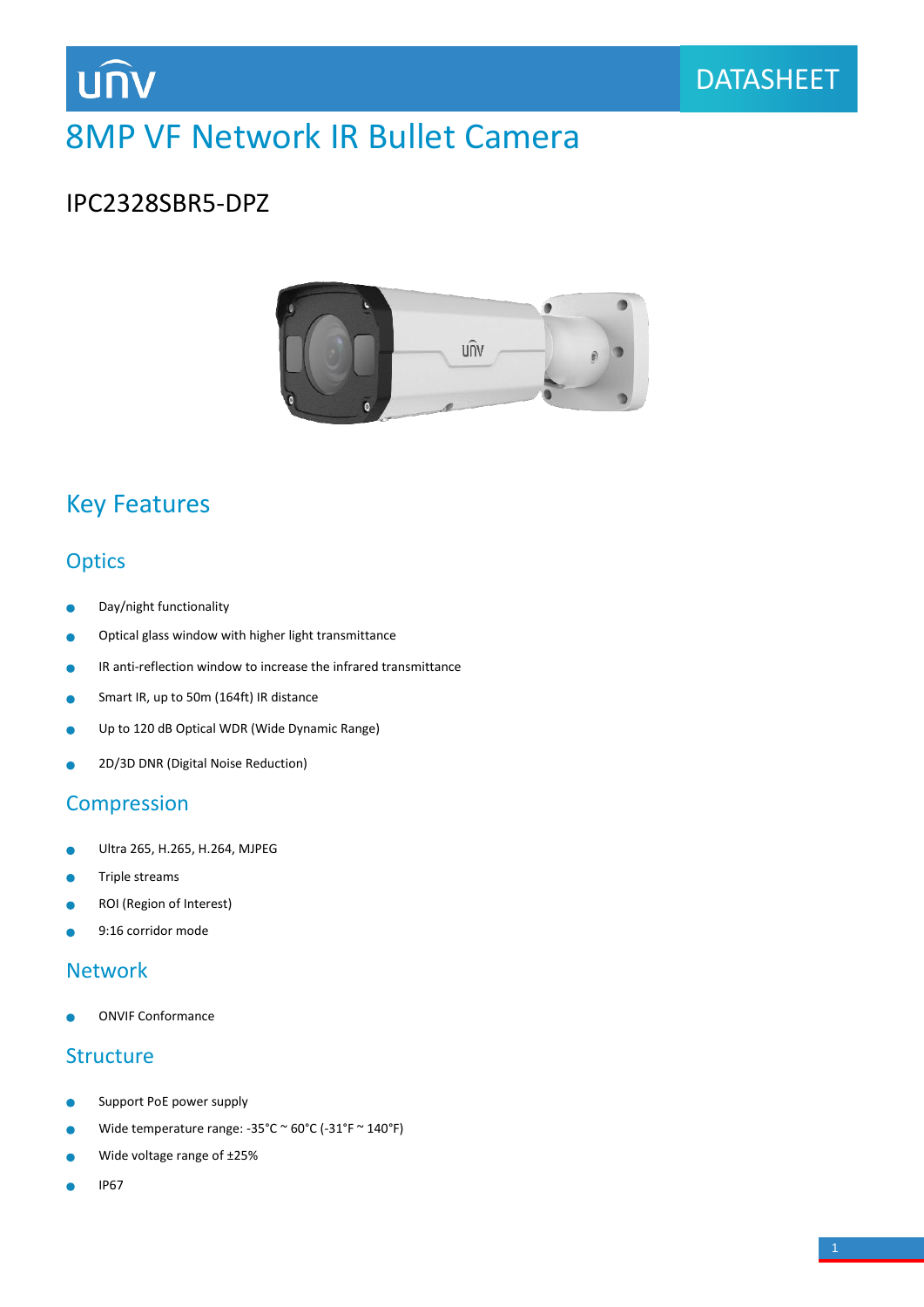# 8MP VF Network IR Bullet Camera

## IPC2328SBR5-DPZ

## Key Features

### Optics

- Day/night functionality
- Optical glass window with higher light transmittance
- IR anti-reflection window to increase the infrared transmittance
- Smart IR, up to 50m (164ft) IR distance
- Up to 120 dB Optical WDR (Wide Dynamic Range)
- 2D/3D DNR (Digital Noise Reduction)

### Compression

- Ultra 265, H.265, H.264, MJPEG
- Triple streams
- ROI (Region of Interest)
- 9:16 corridor mode

### Network

- ONVIF Conformance

### Structure

- Support PoE power supply
- Wide temperature range: -35°C ~ 60°C (-31°F ~ 140°F)
- Wide voltage range of ±25%
- IP67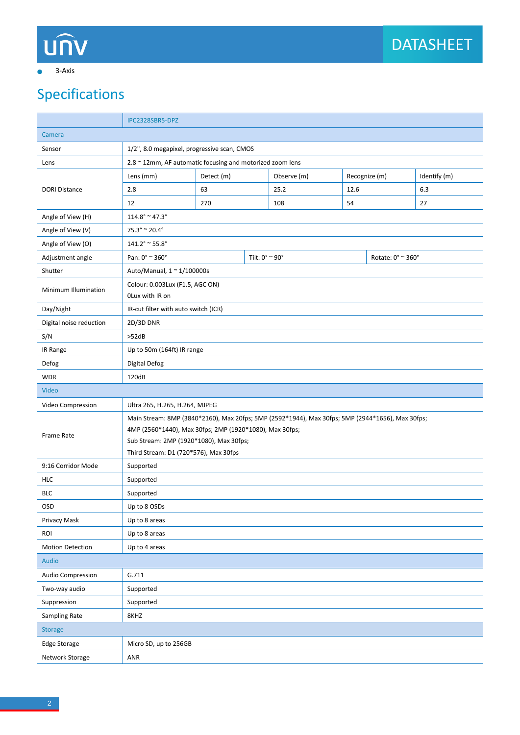- 3-Axis

## Specifications

| | IPC2328SBR5-DPZ | | | | |
|---|---|---|---|---|---|
| **Camera** | | | | | |
| Sensor | 1/2", 8.0 megapixel, progressive scan, CMOS | | | | |
| Lens | 2.8 ~ 12mm, AF automatic focusing and motorized zoom lens | | | | |
| DORI Distance | Lens (mm) | Detect (m) | Observe (m) | Recognize (m) | Identify (m) |
| | 2.8 | 63 | 25.2 | 12.6 | 6.3 |
| | 12 | 270 | 108 | 54 | 27 |
| Angle of View (H) | 114.8° ~ 47.3° | | | | |
| Angle of View (V) | 75.3° ~ 20.4° | | | | |
| Angle of View (O) | 141.2° ~ 55.8° | | | | |
| Adjustment angle | Pan: 0° ~ 360° | Tilt: 0° ~ 90° | | Rotate: 0° ~ 360° | |
| Shutter | Auto/Manual, 1 ~ 1/100000s | | | | |
| Minimum Illumination | Colour: 0.003Lux (F1.5, AGC ON)<br>0Lux with IR on | | | | |
| Day/Night | IR-cut filter with auto switch (ICR) | | | | |
| Digital noise reduction | 2D/3D DNR | | | | |
| S/N | >52dB | | | | |
| IR Range | Up to 50m (164ft) IR range | | | | |
| Defog | Digital Defog | | | | |
| WDR | 120dB | | | | |
| **Video** | | | | | |
| Video Compression | Ultra 265, H.265, H.264, MJPEG | | | | |
| Frame Rate | Main Stream: 8MP (3840*2160), Max 20fps; 5MP (2592*1944), Max 30fps; 5MP (2944*1656), Max 30fps; 4MP (2560*1440), Max 30fps; 2MP (1920*1080), Max 30fps;<br>Sub Stream: 2MP (1920*1080), Max 30fps;<br>Third Stream: D1 (720*576), Max 30fps | | | | |
| 9:16 Corridor Mode | Supported | | | | |
| HLC | Supported | | | | |
| BLC | Supported | | | | |
| OSD | Up to 8 OSDs | | | | |
| Privacy Mask | Up to 8 areas | | | | |
| ROI | Up to 8 areas | | | | |
| Motion Detection | Up to 4 areas | | | | |
| **Audio** | | | | | |
| Audio Compression | G.711 | | | | |
| Two-way audio | Supported | | | | |
| Suppression | Supported | | | | |
| Sampling Rate | 8KHZ | | | | |
| **Storage** | | | | | |
| Edge Storage | Micro SD, up to 256GB | | | | |
| Network Storage | ANR | | | | |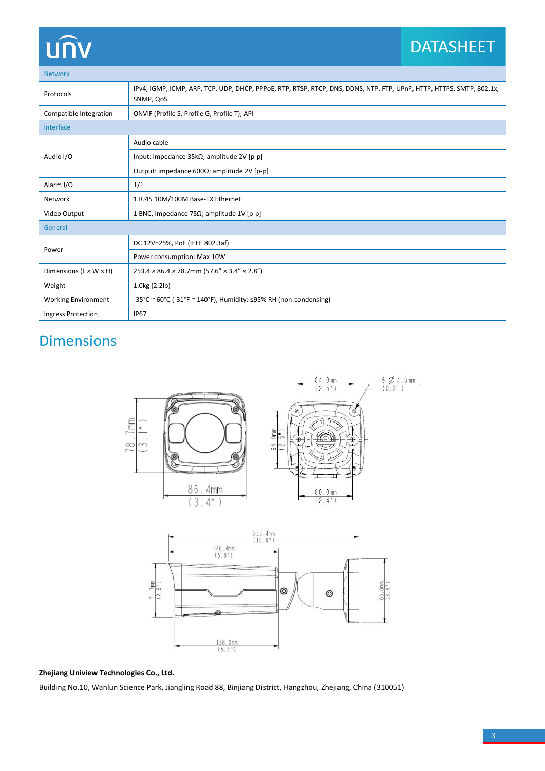| Network | |
|---|---|
| Protocols | IPv4, IGMP, ICMP, ARP, TCP, UDP, DHCP, PPPoE, RTP, RTSP, RTCP, DNS, DDNS, NTP, FTP, UPnP, HTTP, HTTPS, SMTP, 802.1x, SNMP, QoS |
| Compatible Integration | ONVIF (Profile S, Profile G, Profile T), API |
| **Interface** | |
| Audio I/O | Audio cable |
| | Input: impedance 35kΩ; amplitude 2V [p-p] |
| | Output: impedance 600Ω; amplitude 2V [p-p] |
| Alarm I/O | 1/1 |
| Network | 1 RJ45 10M/100M Base-TX Ethernet |
| Video Output | 1 BNC, impedance 75Ω; amplitude 1V [p-p] |
| **General** | |
| Power | DC 12V±25%, PoE (IEEE 802.3af) |
| | Power consumption: Max 10W |
| Dimensions (L × W × H) | 253.4 × 86.4 × 78.7mm (57.6” × 3.4” × 2.8”) |
| Weight | 1.0kg (2.2lb) |
| Working Environment | -35°C ~ 60°C (-31°F ~ 140°F), Humidity: ≤95% RH (non-condensing) |
| Ingress Protection | IP67 |

## Dimensions

78.7mm (3.1")

86.4mm (3.4")

64.0mm (2.5")

6-Ø4.5mm (0.2")

64.0mm (2.5")

60.0mm (2.4")

253.4mm (10.0")

146.4mm (5.8")

71.7mm (2.8")

85.8mm (3.4")

138.0mm (5.4")

**Zhejiang Uniview Technologies Co., Ltd.**

Building No.10, Wanlun Science Park, Jiangling Road 88, Binjiang District, Hangzhou, Zhejiang, China (310051)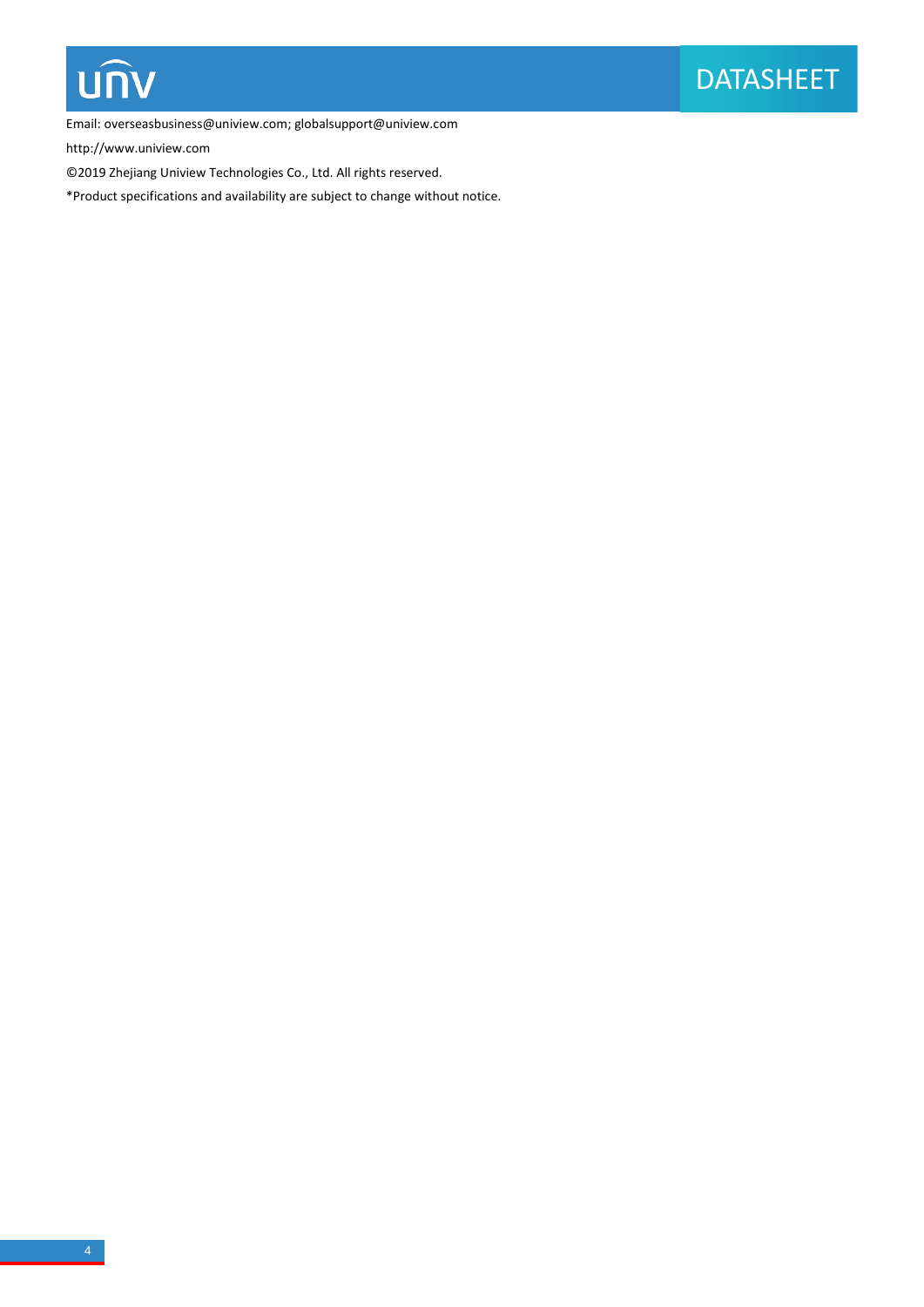Email: overseasbusiness@uniview.com; globalsupport@uniview.com

http://www.uniview.com

©2019 Zhejiang Uniview Technologies Co., Ltd. All rights reserved.

*Product specifications and availability are subject to change without notice.